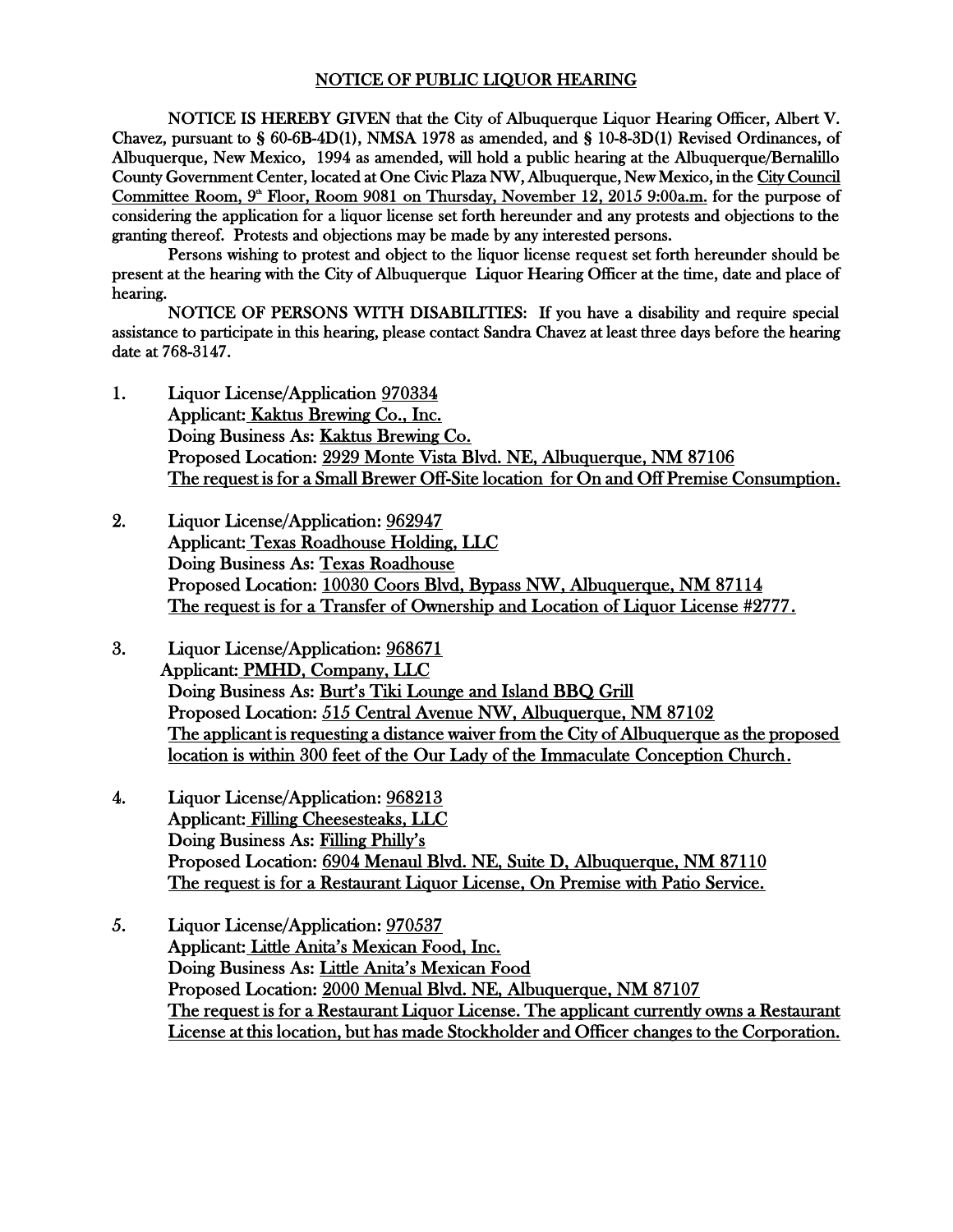# NOTICE OF PUBLIC LIQUOR HEARING

NOTICE IS HEREBY GIVEN that the City of Albuquerque Liquor Hearing Officer, Albert V. Chavez, pursuant to § 60-6B-4D(1), NMSA 1978 as amended, and § 10-8-3D(1) Revised Ordinances, of Albuquerque, New Mexico, 1994 as amended, will hold a public hearing at the Albuquerque/Bernalillo County Government Center, located at One Civic Plaza NW, Albuquerque, New Mexico, in the City Council Committee Room, 9th Floor, Room 9081 on Thursday, November 12, 2015 9:00a.m. for the purpose of considering the application for a liquor license set forth hereunder and any protests and objections to the granting thereof. Protests and objections may be made by any interested persons.

Persons wishing to protest and object to the liquor license request set forth hereunder should be present at the hearing with the City of Albuquerque Liquor Hearing Officer at the time, date and place of hearing.

NOTICE OF PERSONS WITH DISABILITIES: If you have a disability and require special assistance to participate in this hearing, please contact Sandra Chavez at least three days before the hearing date at 768-3147.

1. Liquor License/Application 970334
   Applicant: Kaktus Brewing Co., Inc.
   Doing Business As: Kaktus Brewing Co.
   Proposed Location: 2929 Monte Vista Blvd. NE, Albuquerque, NM 87106
   The request is for a Small Brewer Off-Site location for On and Off Premise Consumption.

2. Liquor License/Application: 962947
   Applicant: Texas Roadhouse Holding, LLC
   Doing Business As: Texas Roadhouse
   Proposed Location: 10030 Coors Blvd, Bypass NW, Albuquerque, NM 87114
   The request is for a Transfer of Ownership and Location of Liquor License #2777.

3. Liquor License/Application: 968671
   Applicant: PMHD, Company, LLC
   Doing Business As: Burt's Tiki Lounge and Island BBQ Grill
   Proposed Location: 515 Central Avenue NW, Albuquerque, NM 87102
   The applicant is requesting a distance waiver from the City of Albuquerque as the proposed location is within 300 feet of the Our Lady of the Immaculate Conception Church.

4. Liquor License/Application: 968213
   Applicant: Filling Cheesesteaks, LLC
   Doing Business As: Filling Philly's
   Proposed Location: 6904 Menaul Blvd. NE, Suite D, Albuquerque, NM 87110
   The request is for a Restaurant Liquor License, On Premise with Patio Service.

5. Liquor License/Application: 970537
   Applicant: Little Anita's Mexican Food, Inc.
   Doing Business As: Little Anita's Mexican Food
   Proposed Location: 2000 Menual Blvd. NE, Albuquerque, NM 87107
   The request is for a Restaurant Liquor License. The applicant currently owns a Restaurant License at this location, but has made Stockholder and Officer changes to the Corporation.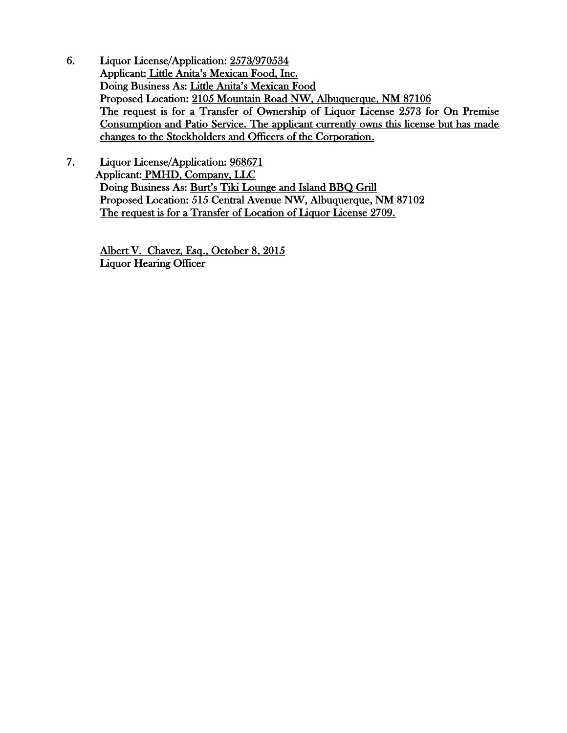6. Liquor License/Application: 2573/970534
   Applicant: Little Anita's Mexican Food, Inc.
   Doing Business As: Little Anita's Mexican Food
   Proposed Location: 2105 Mountain Road NW, Albuquerque, NM 87106
   The request is for a Transfer of Ownership of Liquor License 2573 for On Premise Consumption and Patio Service. The applicant currently owns this license but has made changes to the Stockholders and Officers of the Corporation.

7. Liquor License/Application: 968671
   Applicant: PMHD, Company, LLC
   Doing Business As: Burt's Tiki Lounge and Island BBQ Grill
   Proposed Location: 515 Central Avenue NW, Albuquerque, NM 87102
   The request is for a Transfer of Location of Liquor License 2709.

Albert V. Chavez, Esq., October 8, 2015
Liquor Hearing Officer